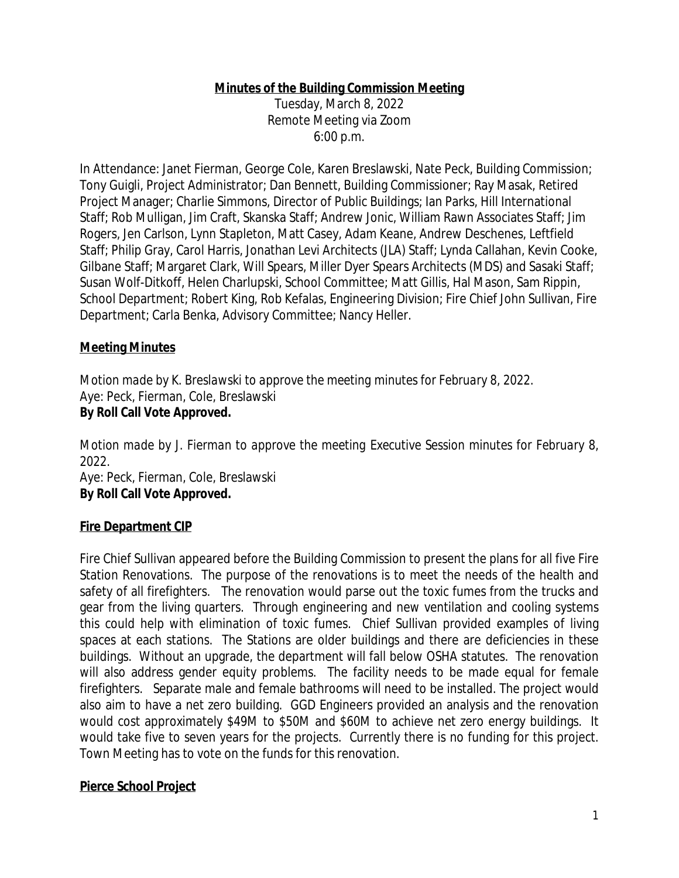# Minutes of the Building Commission Meeting

Tuesday, March 8, 2022
Remote Meeting via Zoom
6:00 p.m.

In Attendance: Janet Fierman, George Cole, Karen Breslawski, Nate Peck, Building Commission; Tony Guigli, Project Administrator; Dan Bennett, Building Commissioner; Ray Masak, Retired Project Manager; Charlie Simmons, Director of Public Buildings; Ian Parks, Hill International Staff; Rob Mulligan, Jim Craft, Skanska Staff; Andrew Jonic, William Rawn Associates Staff; Jim Rogers, Jen Carlson, Lynn Stapleton, Matt Casey, Adam Keane, Andrew Deschenes, Leftfield Staff; Philip Gray, Carol Harris, Jonathan Levi Architects (JLA) Staff; Lynda Callahan, Kevin Cooke, Gilbane Staff; Margaret Clark, Will Spears, Miller Dyer Spears Architects (MDS) and Sasaki Staff; Susan Wolf-Ditkoff, Helen Charlupski, School Committee; Matt Gillis, Hal Mason, Sam Rippin, School Department; Robert King, Rob Kefalas, Engineering Division; Fire Chief John Sullivan, Fire Department; Carla Benka, Advisory Committee; Nancy Heller.

## Meeting Minutes

*Motion made by K. Breslawski to approve the meeting minutes for February 8, 2022.*
Aye: Peck, Fierman, Cole, Breslawski
**By Roll Call Vote Approved.**

*Motion made by J. Fierman to approve the meeting Executive Session minutes for February 8, 2022.*
Aye: Peck, Fierman, Cole, Breslawski
**By Roll Call Vote Approved.**

## Fire Department CIP

Fire Chief Sullivan appeared before the Building Commission to present the plans for all five Fire Station Renovations. The purpose of the renovations is to meet the needs of the health and safety of all firefighters. The renovation would parse out the toxic fumes from the trucks and gear from the living quarters. Through engineering and new ventilation and cooling systems this could help with elimination of toxic fumes. Chief Sullivan provided examples of living spaces at each stations. The Stations are older buildings and there are deficiencies in these buildings. Without an upgrade, the department will fall below OSHA statutes. The renovation will also address gender equity problems. The facility needs to be made equal for female firefighters. Separate male and female bathrooms will need to be installed. The project would also aim to have a net zero building. GGD Engineers provided an analysis and the renovation would cost approximately $49M to $50M and $60M to achieve net zero energy buildings. It would take five to seven years for the projects. Currently there is no funding for this project. Town Meeting has to vote on the funds for this renovation.

## Pierce School Project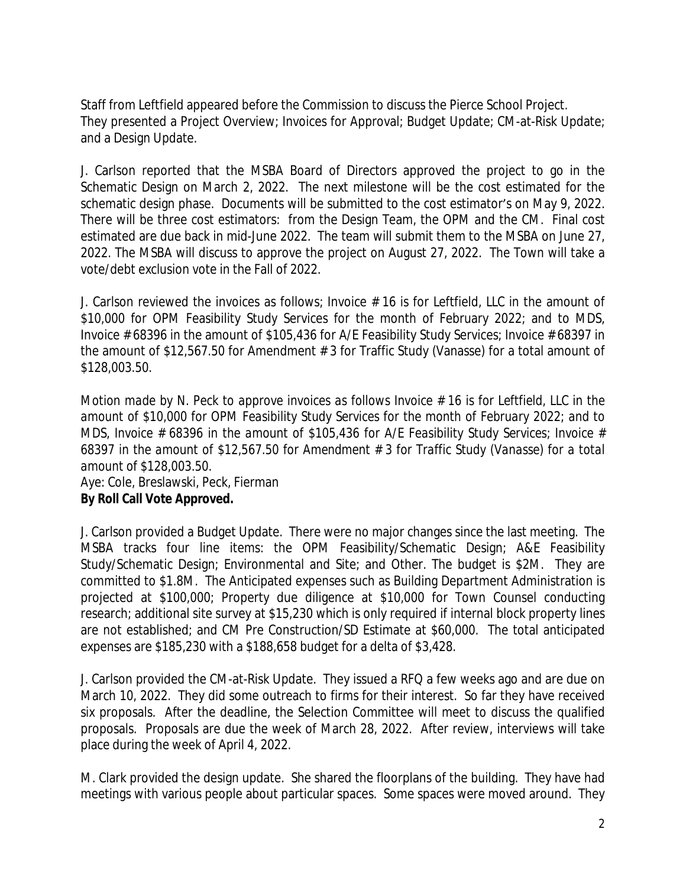Staff from Leftfield appeared before the Commission to discuss the Pierce School Project. They presented a Project Overview; Invoices for Approval; Budget Update; CM-at-Risk Update; and a Design Update.

J. Carlson reported that the MSBA Board of Directors approved the project to go in the Schematic Design on March 2, 2022. The next milestone will be the cost estimated for the schematic design phase. Documents will be submitted to the cost estimator's on May 9, 2022. There will be three cost estimators: from the Design Team, the OPM and the CM. Final cost estimated are due back in mid-June 2022. The team will submit them to the MSBA on June 27, 2022. The MSBA will discuss to approve the project on August 27, 2022. The Town will take a vote/debt exclusion vote in the Fall of 2022.

J. Carlson reviewed the invoices as follows; Invoice # 16 is for Leftfield, LLC in the amount of $10,000 for OPM Feasibility Study Services for the month of February 2022; and to MDS, Invoice # 68396 in the amount of $105,436 for A/E Feasibility Study Services; Invoice # 68397 in the amount of $12,567.50 for Amendment # 3 for Traffic Study (Vanasse) for a total amount of $128,003.50.

*Motion made by N. Peck to approve invoices as follows Invoice # 16 is for Leftfield, LLC in the amount of $10,000 for OPM Feasibility Study Services for the month of February 2022; and to MDS, Invoice # 68396 in the amount of $105,436 for A/E Feasibility Study Services; Invoice # 68397 in the amount of $12,567.50 for Amendment # 3 for Traffic Study (Vanasse) for a total amount of $128,003.50.*
Aye: Cole, Breslawski, Peck, Fierman
**By Roll Call Vote Approved.**

J. Carlson provided a Budget Update. There were no major changes since the last meeting. The MSBA tracks four line items: the OPM Feasibility/Schematic Design; A&E Feasibility Study/Schematic Design; Environmental and Site; and Other. The budget is $2M. They are committed to $1.8M. The Anticipated expenses such as Building Department Administration is projected at $100,000; Property due diligence at $10,000 for Town Counsel conducting research; additional site survey at $15,230 which is only required if internal block property lines are not established; and CM Pre Construction/SD Estimate at $60,000. The total anticipated expenses are $185,230 with a $188,658 budget for a delta of $3,428.

J. Carlson provided the CM-at-Risk Update. They issued a RFQ a few weeks ago and are due on March 10, 2022. They did some outreach to firms for their interest. So far they have received six proposals. After the deadline, the Selection Committee will meet to discuss the qualified proposals. Proposals are due the week of March 28, 2022. After review, interviews will take place during the week of April 4, 2022.

M. Clark provided the design update. She shared the floorplans of the building. They have had meetings with various people about particular spaces. Some spaces were moved around. They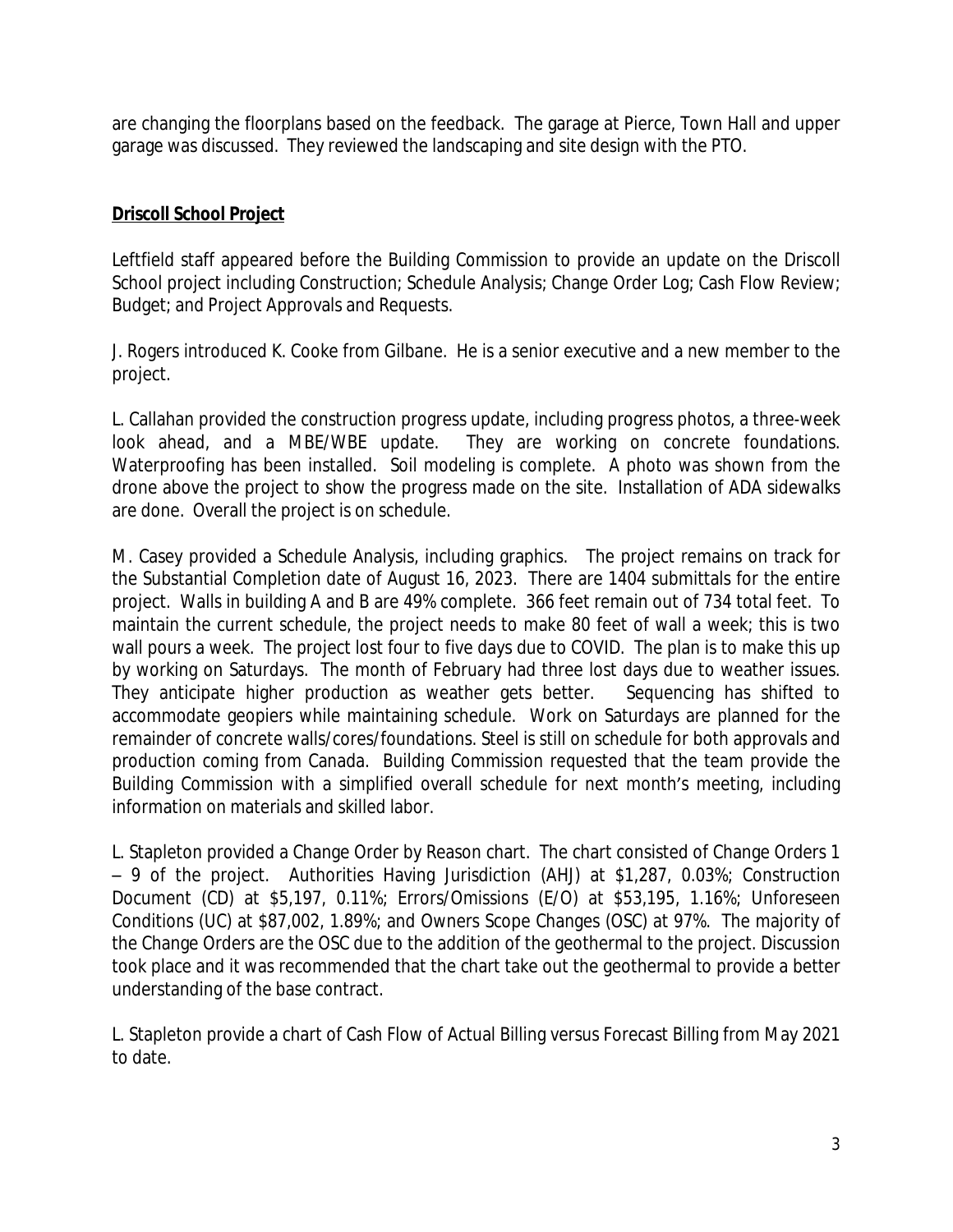are changing the floorplans based on the feedback. The garage at Pierce, Town Hall and upper garage was discussed. They reviewed the landscaping and site design with the PTO.

**Driscoll School Project**

Leftfield staff appeared before the Building Commission to provide an update on the Driscoll School project including Construction; Schedule Analysis; Change Order Log; Cash Flow Review; Budget; and Project Approvals and Requests.

J. Rogers introduced K. Cooke from Gilbane. He is a senior executive and a new member to the project.

L. Callahan provided the construction progress update, including progress photos, a three-week look ahead, and a MBE/WBE update. They are working on concrete foundations. Waterproofing has been installed. Soil modeling is complete. A photo was shown from the drone above the project to show the progress made on the site. Installation of ADA sidewalks are done. Overall the project is on schedule.

M. Casey provided a Schedule Analysis, including graphics. The project remains on track for the Substantial Completion date of August 16, 2023. There are 1404 submittals for the entire project. Walls in building A and B are 49% complete. 366 feet remain out of 734 total feet. To maintain the current schedule, the project needs to make 80 feet of wall a week; this is two wall pours a week. The project lost four to five days due to COVID. The plan is to make this up by working on Saturdays. The month of February had three lost days due to weather issues. They anticipate higher production as weather gets better. Sequencing has shifted to accommodate geopiers while maintaining schedule. Work on Saturdays are planned for the remainder of concrete walls/cores/foundations. Steel is still on schedule for both approvals and production coming from Canada. Building Commission requested that the team provide the Building Commission with a simplified overall schedule for next month's meeting, including information on materials and skilled labor.

L. Stapleton provided a Change Order by Reason chart. The chart consisted of Change Orders 1 – 9 of the project. Authorities Having Jurisdiction (AHJ) at $1,287, 0.03%; Construction Document (CD) at $5,197, 0.11%; Errors/Omissions (E/O) at $53,195, 1.16%; Unforeseen Conditions (UC) at $87,002, 1.89%; and Owners Scope Changes (OSC) at 97%. The majority of the Change Orders are the OSC due to the addition of the geothermal to the project. Discussion took place and it was recommended that the chart take out the geothermal to provide a better understanding of the base contract.

L. Stapleton provide a chart of Cash Flow of Actual Billing versus Forecast Billing from May 2021 to date.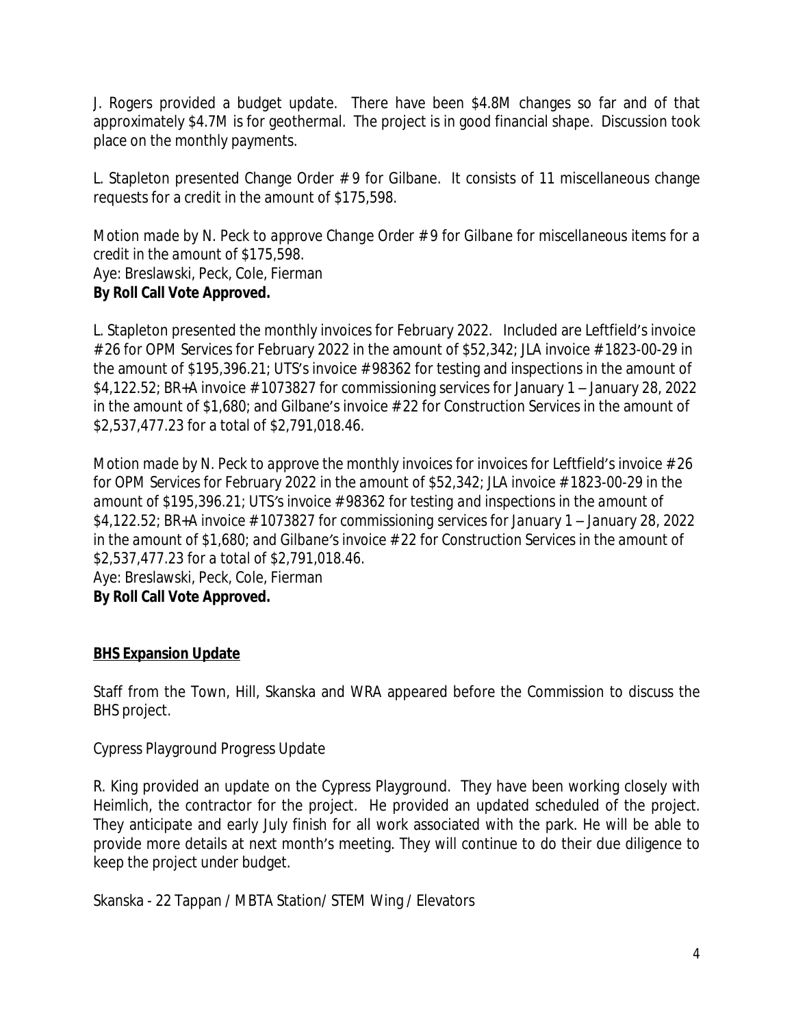J. Rogers provided a budget update. There have been $4.8M changes so far and of that approximately $4.7M is for geothermal. The project is in good financial shape. Discussion took place on the monthly payments.

L. Stapleton presented Change Order # 9 for Gilbane. It consists of 11 miscellaneous change requests for a credit in the amount of $175,598.

*Motion made by N. Peck to approve Change Order # 9 for Gilbane for miscellaneous items for a credit in the amount of $175,598.*
*Aye: Breslawski, Peck, Cole, Fierman*
**By Roll Call Vote Approved.**

L. Stapleton presented the monthly invoices for February 2022. Included are Leftfield's invoice #26 for OPM Services for February 2022 in the amount of $52,342; JLA invoice #1823-00-29 in the amount of $195,396.21; UTS's invoice #98362 for testing and inspections in the amount of $4,122.52; BR+A invoice #1073827 for commissioning services for January 1 – January 28, 2022 in the amount of $1,680; and Gilbane's invoice #22 for Construction Services in the amount of $2,537,477.23 for a total of $2,791,018.46.

*Motion made by N. Peck to approve the monthly invoices for invoices for Leftfield's invoice #26 for OPM Services for February 2022 in the amount of $52,342; JLA invoice #1823-00-29 in the amount of $195,396.21; UTS's invoice #98362 for testing and inspections in the amount of $4,122.52; BR+A invoice #1073827 for commissioning services for January 1 – January 28, 2022 in the amount of $1,680; and Gilbane's invoice #22 for Construction Services in the amount of $2,537,477.23 for a total of $2,791,018.46.*
*Aye: Breslawski, Peck, Cole, Fierman*
**By Roll Call Vote Approved.**

**BHS Expansion Update**

Staff from the Town, Hill, Skanska and WRA appeared before the Commission to discuss the BHS project.

Cypress Playground Progress Update

R. King provided an update on the Cypress Playground. They have been working closely with Heimlich, the contractor for the project. He provided an updated scheduled of the project. They anticipate and early July finish for all work associated with the park. He will be able to provide more details at next month's meeting. They will continue to do their due diligence to keep the project under budget.

Skanska - 22 Tappan / MBTA Station/ STEM Wing / Elevators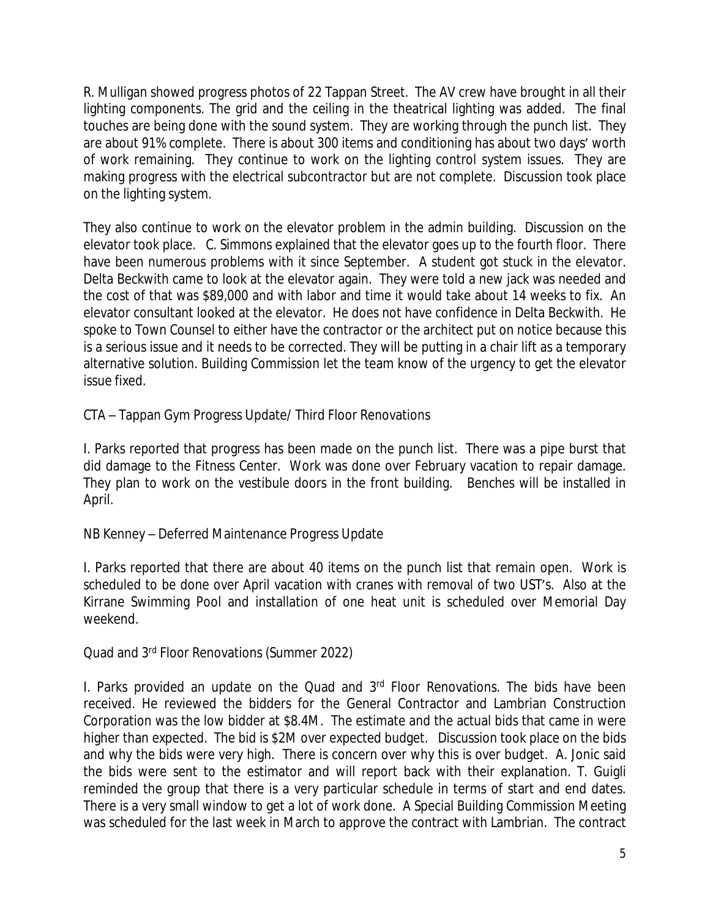R. Mulligan showed progress photos of 22 Tappan Street. The AV crew have brought in all their lighting components. The grid and the ceiling in the theatrical lighting was added. The final touches are being done with the sound system. They are working through the punch list. They are about 91% complete. There is about 300 items and conditioning has about two days' worth of work remaining. They continue to work on the lighting control system issues. They are making progress with the electrical subcontractor but are not complete. Discussion took place on the lighting system.

They also continue to work on the elevator problem in the admin building. Discussion on the elevator took place. C. Simmons explained that the elevator goes up to the fourth floor. There have been numerous problems with it since September. A student got stuck in the elevator. Delta Beckwith came to look at the elevator again. They were told a new jack was needed and the cost of that was $89,000 and with labor and time it would take about 14 weeks to fix. An elevator consultant looked at the elevator. He does not have confidence in Delta Beckwith. He spoke to Town Counsel to either have the contractor or the architect put on notice because this is a serious issue and it needs to be corrected. They will be putting in a chair lift as a temporary alternative solution. Building Commission let the team know of the urgency to get the elevator issue fixed.

CTA – Tappan Gym Progress Update/ Third Floor Renovations

I. Parks reported that progress has been made on the punch list. There was a pipe burst that did damage to the Fitness Center. Work was done over February vacation to repair damage. They plan to work on the vestibule doors in the front building. Benches will be installed in April.

NB Kenney – Deferred Maintenance Progress Update

I. Parks reported that there are about 40 items on the punch list that remain open. Work is scheduled to be done over April vacation with cranes with removal of two UST's. Also at the Kirrane Swimming Pool and installation of one heat unit is scheduled over Memorial Day weekend.

Quad and 3rd Floor Renovations (Summer 2022)

I. Parks provided an update on the Quad and 3rd Floor Renovations. The bids have been received. He reviewed the bidders for the General Contractor and Lambrian Construction Corporation was the low bidder at $8.4M. The estimate and the actual bids that came in were higher than expected. The bid is $2M over expected budget. Discussion took place on the bids and why the bids were very high. There is concern over why this is over budget. A. Jonic said the bids were sent to the estimator and will report back with their explanation. T. Guigli reminded the group that there is a very particular schedule in terms of start and end dates. There is a very small window to get a lot of work done. A Special Building Commission Meeting was scheduled for the last week in March to approve the contract with Lambrian. The contract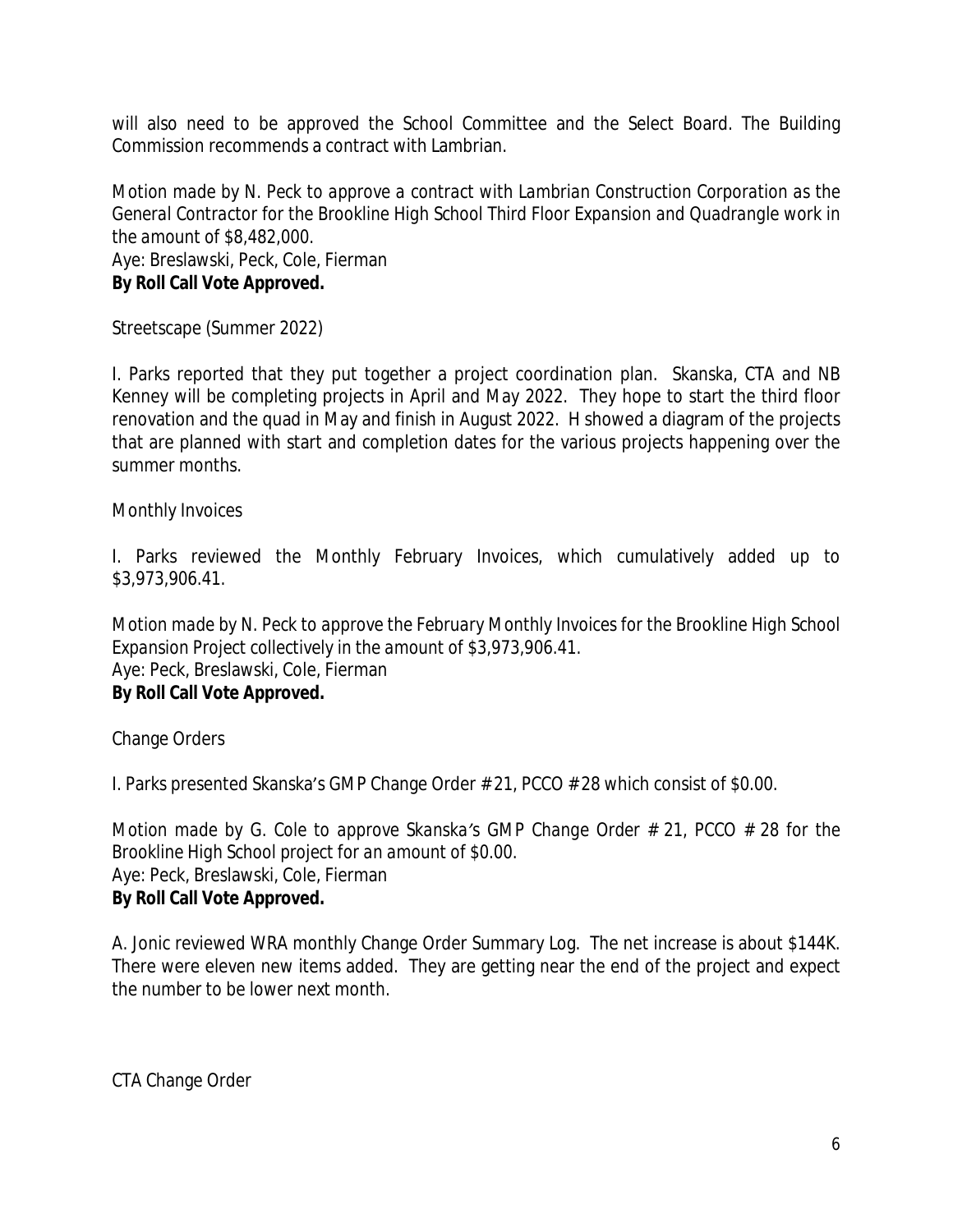will also need to be approved the School Committee and the Select Board. The Building Commission recommends a contract with Lambrian.

*Motion made by N. Peck to approve a contract with Lambrian Construction Corporation as the General Contractor for the Brookline High School Third Floor Expansion and Quadrangle work in the amount of $8,482,000.*
*Aye: Breslawski, Peck, Cole, Fierman*
***By Roll Call Vote Approved.***

Streetscape (Summer 2022)

I. Parks reported that they put together a project coordination plan. Skanska, CTA and NB Kenney will be completing projects in April and May 2022. They hope to start the third floor renovation and the quad in May and finish in August 2022. H showed a diagram of the projects that are planned with start and completion dates for the various projects happening over the summer months.

Monthly Invoices

I. Parks reviewed the Monthly February Invoices, which cumulatively added up to $3,973,906.41.

*Motion made by N. Peck to approve the February Monthly Invoices for the Brookline High School Expansion Project collectively in the amount of $3,973,906.41.*
*Aye: Peck, Breslawski, Cole, Fierman*
***By Roll Call Vote Approved.***

Change Orders

I. Parks presented Skanska's GMP Change Order # 21, PCCO # 28 which consist of $0.00.

*Motion made by G. Cole to approve Skanska's GMP Change Order # 21, PCCO # 28 for the Brookline High School project for an amount of $0.00.*
*Aye: Peck, Breslawski, Cole, Fierman*
***By Roll Call Vote Approved.***

A. Jonic reviewed WRA monthly Change Order Summary Log. The net increase is about $144K. There were eleven new items added. They are getting near the end of the project and expect the number to be lower next month.

CTA Change Order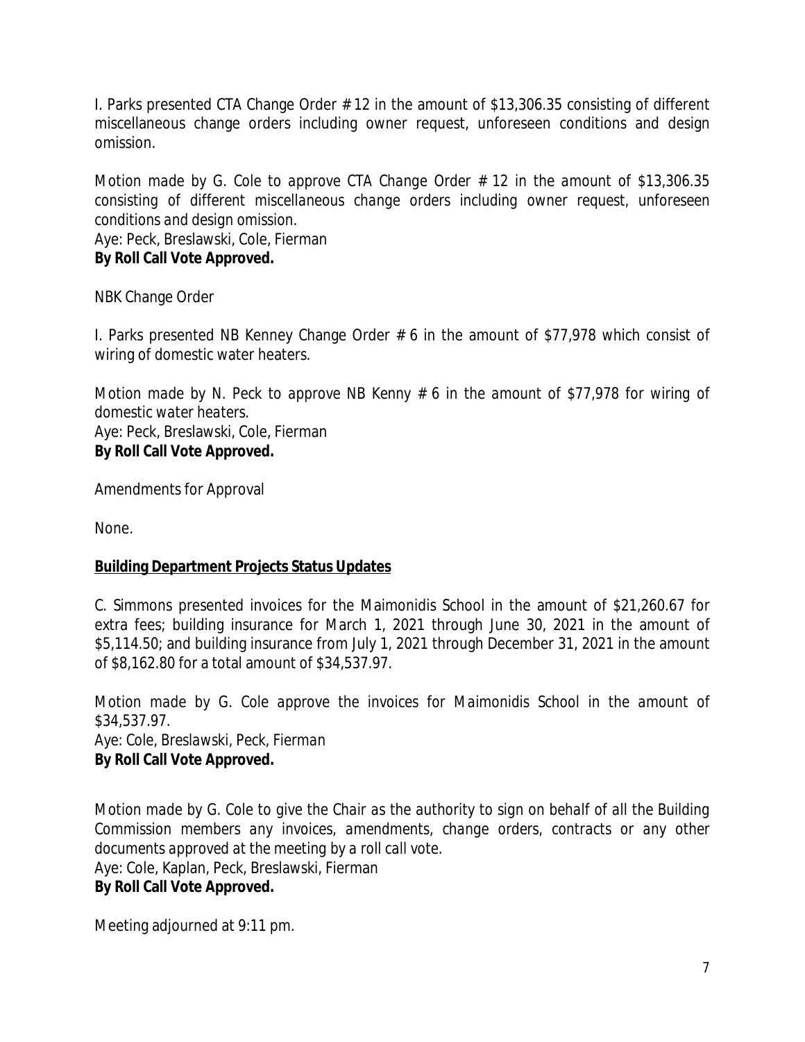I. Parks presented CTA Change Order # 12 in the amount of $13,306.35 consisting of different miscellaneous change orders including owner request, unforeseen conditions and design omission.

*Motion made by G. Cole to approve CTA Change Order # 12 in the amount of $13,306.35 consisting of different miscellaneous change orders including owner request, unforeseen conditions and design omission.*
*Aye: Peck, Breslawski, Cole, Fierman*
***By Roll Call Vote Approved.***

NBK Change Order

I. Parks presented NB Kenney Change Order # 6 in the amount of $77,978 which consist of wiring of domestic water heaters.

*Motion made by N. Peck to approve NB Kenny # 6 in the amount of $77,978 for wiring of domestic water heaters.*
*Aye: Peck, Breslawski, Cole, Fierman*
***By Roll Call Vote Approved.***

Amendments for Approval

None.

**Building Department Projects Status Updates**

C. Simmons presented invoices for the Maimonidis School in the amount of $21,260.67 for extra fees; building insurance for March 1, 2021 through June 30, 2021 in the amount of $5,114.50; and building insurance from July 1, 2021 through December 31, 2021 in the amount of $8,162.80 for a total amount of $34,537.97.

*Motion made by G. Cole approve the invoices for Maimonidis School in the amount of $34,537.97.*
*Aye: Cole, Breslawski, Peck, Fierman*
***By Roll Call Vote Approved.***

*Motion made by G. Cole to give the Chair as the authority to sign on behalf of all the Building Commission members any invoices, amendments, change orders, contracts or any other documents approved at the meeting by a roll call vote.*
*Aye: Cole, Kaplan, Peck, Breslawski, Fierman*
***By Roll Call Vote Approved.***

Meeting adjourned at 9:11 pm.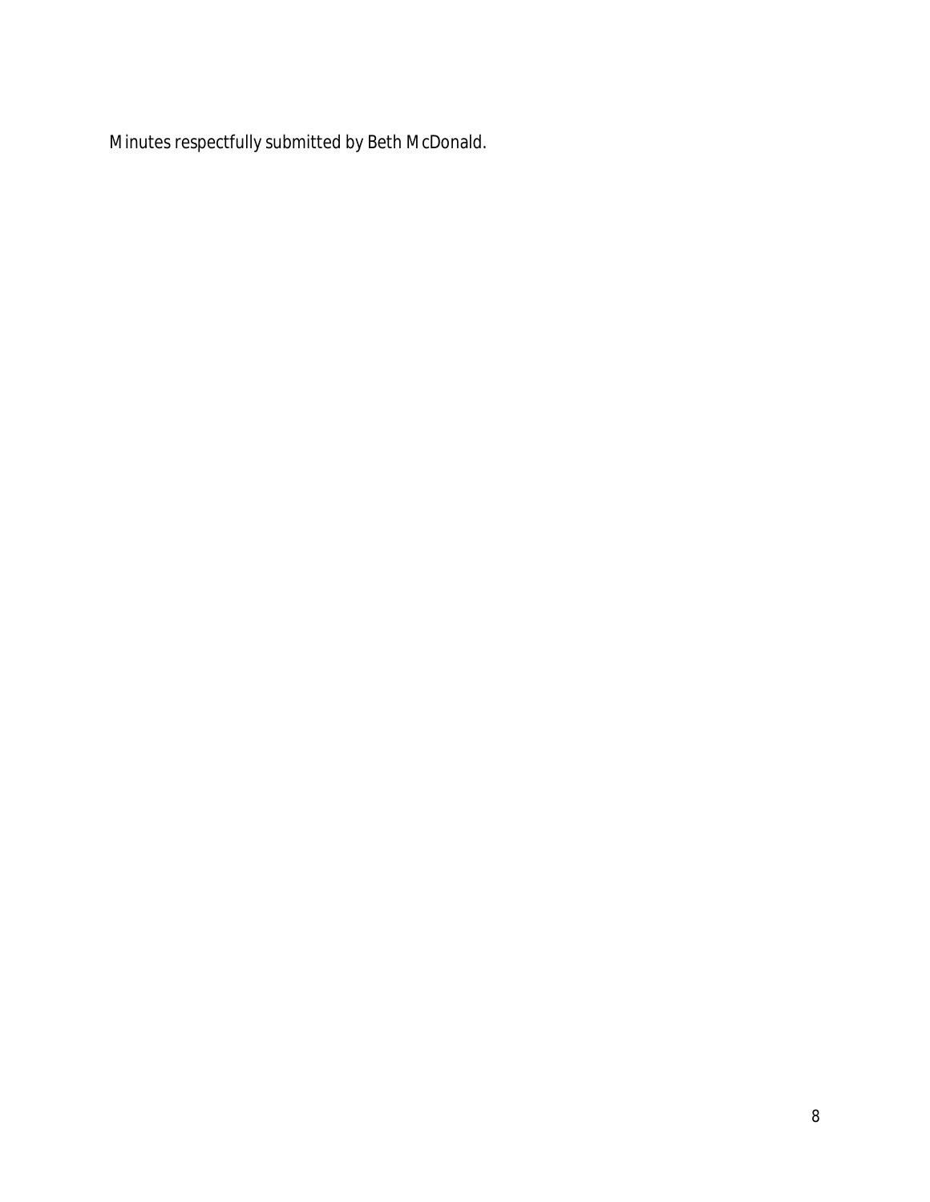Minutes respectfully submitted by Beth McDonald.